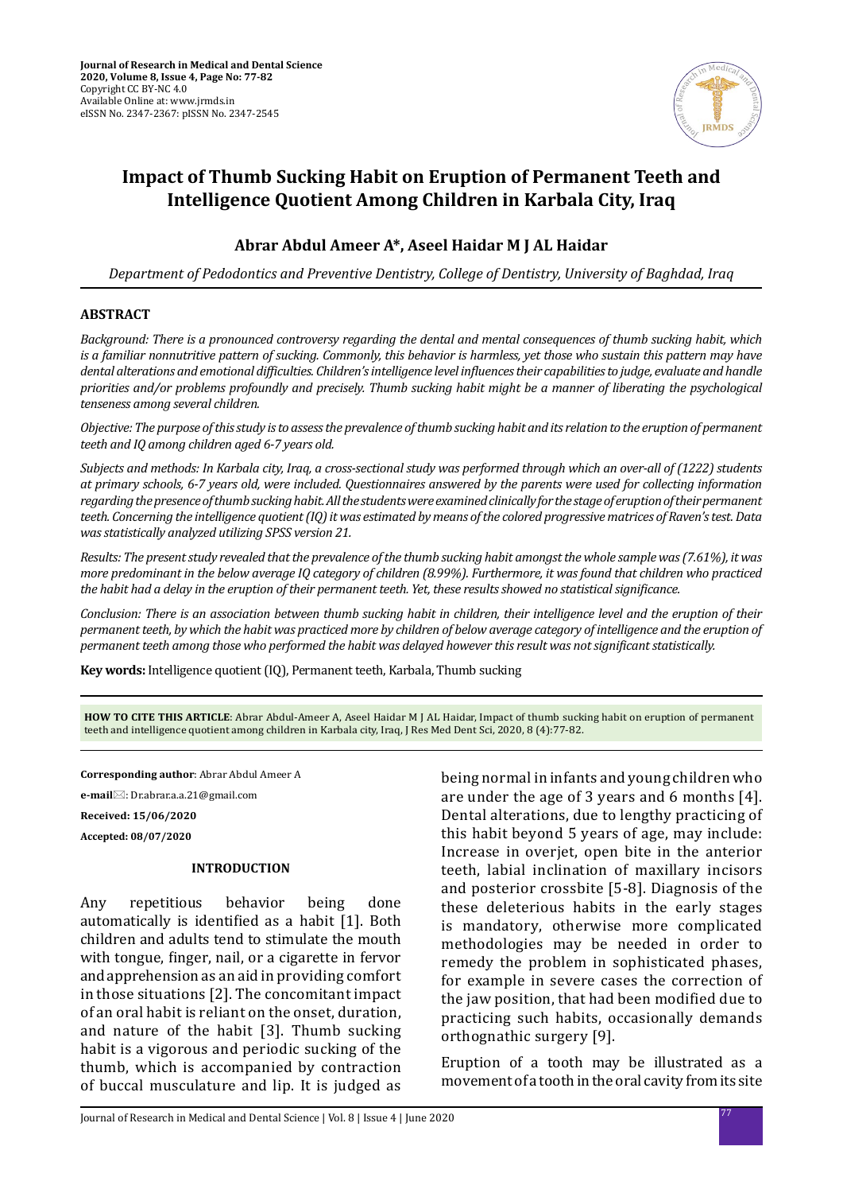# Impact of Thumb Sucking Habit on Eruption of Permanent Teeth and Intelligence Quotient Among Children in Karbala City, Iraq

**Abrar Abdul Ameer A\*, Aseel Haidar M J AL Haidar**

*Department of Pedodontics and Preventive Dentistry, College of Dentistry, University of Baghdad, Iraq*

## ABSTRACT

*Background: There is a pronounced controversy regarding the dental and mental consequences of thumb sucking habit, which is a familiar nonnutritive pattern of sucking. Commonly, this behavior is harmless, yet those who sustain this pattern may have dental alterations and emotional difficulties. Children's intelligence level influences their capabilities to judge, evaluate and handle priorities and/or problems profoundly and precisely. Thumb sucking habit might be a manner of liberating the psychological tenseness among several children.*

*Objective: The purpose of this study is to assess the prevalence of thumb sucking habit and its relation to the eruption of permanent teeth and IQ among children aged 6-7 years old.*

*Subjects and methods: In Karbala city, Iraq, a cross-sectional study was performed through which an over-all of (1222) students at primary schools, 6-7 years old, were included. Questionnaires answered by the parents were used for collecting information regarding the presence of thumb sucking habit. All the students were examined clinically for the stage of eruption of their permanent teeth. Concerning the intelligence quotient (IQ) it was estimated by means of the colored progressive matrices of Raven's test. Data was statistically analyzed utilizing SPSS version 21.*

*Results: The present study revealed that the prevalence of the thumb sucking habit amongst the whole sample was (7.61%), it was more predominant in the below average IQ category of children (8.99%). Furthermore, it was found that children who practiced the habit had a delay in the eruption of their permanent teeth. Yet, these results showed no statistical significance.*

*Conclusion: There is an association between thumb sucking habit in children, their intelligence level and the eruption of their permanent teeth, by which the habit was practiced more by children of below average category of intelligence and the eruption of permanent teeth among those who performed the habit was delayed however this result was not significant statistically.*

**Key words:** Intelligence quotient (IQ), Permanent teeth, Karbala, Thumb sucking

**HOW TO CITE THIS ARTICLE**: Abrar Abdul-Ameer A, Aseel Haidar M J AL Haidar, Impact of thumb sucking habit on eruption of permanent teeth and intelligence quotient among children in Karbala city, Iraq, J Res Med Dent Sci, 2020, 8 (4):77-82.

**Corresponding author**: Abrar Abdul Ameer A

**e-mail**: Dr.abrar.a.a.21@gmail.com

**Received: 15/06/2020**

**Accepted: 08/07/2020**

## INTRODUCTION

Any repetitious behavior being done automatically is identified as a habit [1]. Both children and adults tend to stimulate the mouth with tongue, finger, nail, or a cigarette in fervor and apprehension as an aid in providing comfort in those situations [2]. The concomitant impact of an oral habit is reliant on the onset, duration, and nature of the habit [3]. Thumb sucking habit is a vigorous and periodic sucking of the thumb, which is accompanied by contraction of buccal musculature and lip. It is judged as being normal in infants and young children who are under the age of 3 years and 6 months [4]. Dental alterations, due to lengthy practicing of this habit beyond 5 years of age, may include: Increase in overjet, open bite in the anterior teeth, labial inclination of maxillary incisors and posterior crossbite [5-8]. Diagnosis of the these deleterious habits in the early stages is mandatory, otherwise more complicated methodologies may be needed in order to remedy the problem in sophisticated phases, for example in severe cases the correction of the jaw position, that had been modified due to practicing such habits, occasionally demands orthognathic surgery [9].

Eruption of a tooth may be illustrated as a movement of a tooth in the oral cavity from its site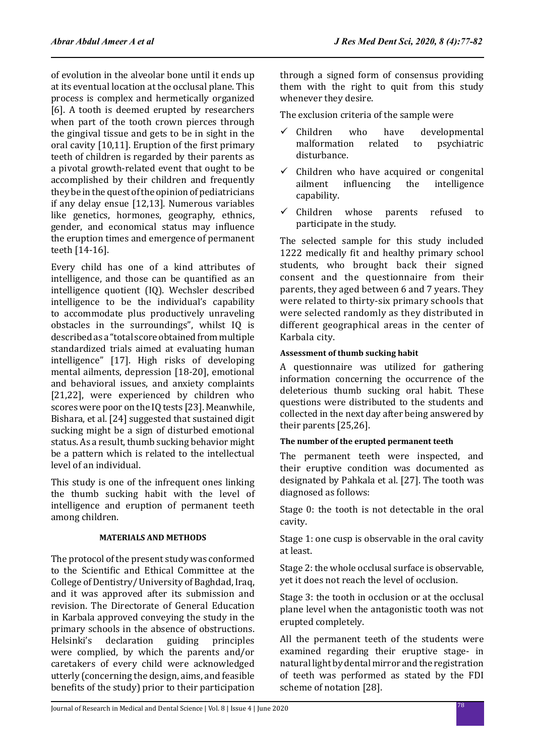of evolution in the alveolar bone until it ends up at its eventual location at the occlusal plane. This process is complex and hermetically organized [6]. A tooth is deemed erupted by researchers when part of the tooth crown pierces through the gingival tissue and gets to be in sight in the oral cavity [10,11]. Eruption of the first primary teeth of children is regarded by their parents as a pivotal growth-related event that ought to be accomplished by their children and frequently they be in the quest of the opinion of pediatricians if any delay ensue [12,13]. Numerous variables like genetics, hormones, geography, ethnics, gender, and economical status may influence the eruption times and emergence of permanent teeth [14-16].

Every child has one of a kind attributes of intelligence, and those can be quantified as an intelligence quotient (IQ). Wechsler described intelligence to be the individual's capability to accommodate plus productively unraveling obstacles in the surroundings", whilst IQ is described as a "total score obtained from multiple standardized trials aimed at evaluating human intelligence" [17]. High risks of developing mental ailments, depression [18-20], emotional and behavioral issues, and anxiety complaints [21,22], were experienced by children who scores were poor on the IQ tests [23]. Meanwhile, Bishara, et al. [24] suggested that sustained digit sucking might be a sign of disturbed emotional status. As a result, thumb sucking behavior might be a pattern which is related to the intellectual level of an individual.

This study is one of the infrequent ones linking the thumb sucking habit with the level of intelligence and eruption of permanent teeth among children.

## MATERIALS AND METHODS

The protocol of the present study was conformed to the Scientific and Ethical Committee at the College of Dentistry/ University of Baghdad, Iraq, and it was approved after its submission and revision. The Directorate of General Education in Karbala approved conveying the study in the primary schools in the absence of obstructions. Helsinki's declaration guiding principles were complied, by which the parents and/or caretakers of every child were acknowledged utterly (concerning the design, aims, and feasible benefits of the study) prior to their participation through a signed form of consensus providing them with the right to quit from this study whenever they desire.

The exclusion criteria of the sample were

- ✓ Children who have developmental malformation related to psychiatric disturbance.
- ✓ Children who have acquired or congenital ailment influencing the intelligence capability.
- ✓ Children whose parents refused to participate in the study.

The selected sample for this study included 1222 medically fit and healthy primary school students, who brought back their signed consent and the questionnaire from their parents, they aged between 6 and 7 years. They were related to thirty-six primary schools that were selected randomly as they distributed in different geographical areas in the center of Karbala city.

### Assessment of thumb sucking habit

A questionnaire was utilized for gathering information concerning the occurrence of the deleterious thumb sucking oral habit. These questions were distributed to the students and collected in the next day after being answered by their parents [25,26].

### The number of the erupted permanent teeth

The permanent teeth were inspected, and their eruptive condition was documented as designated by Pahkala et al. [27]. The tooth was diagnosed as follows:

Stage 0: the tooth is not detectable in the oral cavity.

Stage 1: one cusp is observable in the oral cavity at least.

Stage 2: the whole occlusal surface is observable, yet it does not reach the level of occlusion.

Stage 3: the tooth in occlusion or at the occlusal plane level when the antagonistic tooth was not erupted completely.

All the permanent teeth of the students were examined regarding their eruptive stage- in natural light by dental mirror and the registration of teeth was performed as stated by the FDI scheme of notation [28].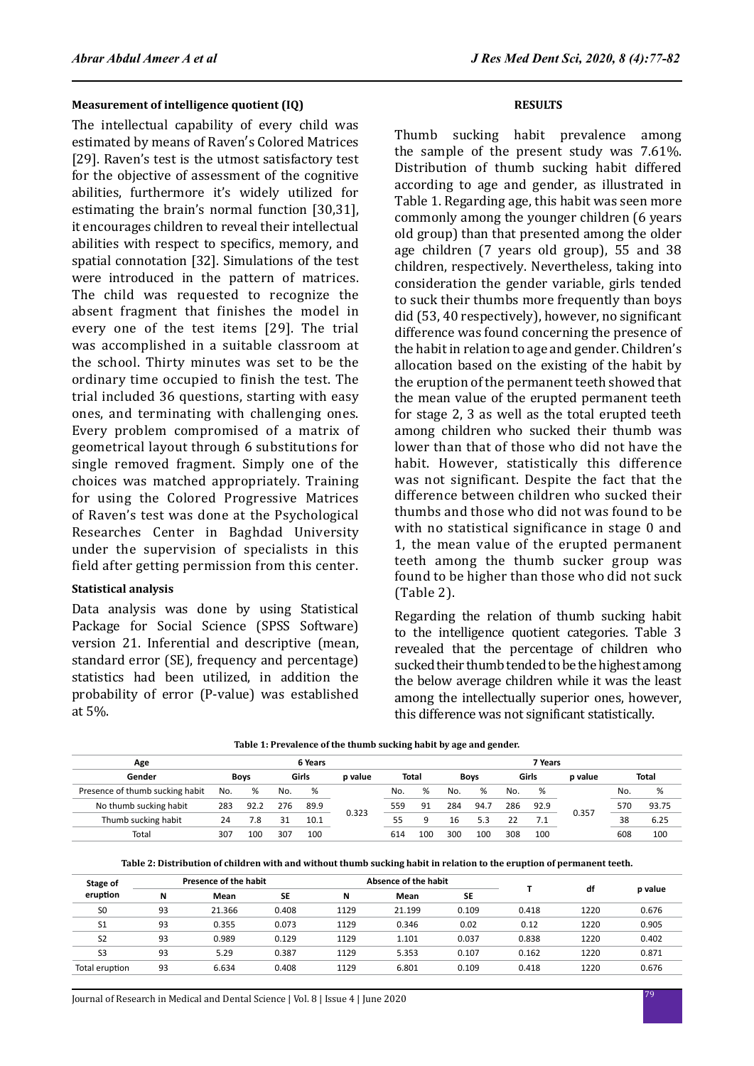#### Measurement of intelligence quotient (IQ)

The intellectual capability of every child was estimated by means of Raven's Colored Matrices [29]. Raven's test is the utmost satisfactory test for the objective of assessment of the cognitive abilities, furthermore it's widely utilized for estimating the brain's normal function [30,31], it encourages children to reveal their intellectual abilities with respect to specifics, memory, and spatial connotation [32]. Simulations of the test were introduced in the pattern of matrices. The child was requested to recognize the absent fragment that finishes the model in every one of the test items [29]. The trial was accomplished in a suitable classroom at the school. Thirty minutes was set to be the ordinary time occupied to finish the test. The trial included 36 questions, starting with easy ones, and terminating with challenging ones. Every problem compromised of a matrix of geometrical layout through 6 substitutions for single removed fragment. Simply one of the choices was matched appropriately. Training for using the Colored Progressive Matrices of Raven's test was done at the Psychological Researches Center in Baghdad University under the supervision of specialists in this field after getting permission from this center.

#### Statistical analysis

Data analysis was done by using Statistical Package for Social Science (SPSS Software) version 21. Inferential and descriptive (mean, standard error (SE), frequency and percentage) statistics had been utilized, in addition the probability of error (P-value) was established at 5%.

## RESULTS

Thumb sucking habit prevalence among the sample of the present study was 7.61%. Distribution of thumb sucking habit differed according to age and gender, as illustrated in Table 1. Regarding age, this habit was seen more commonly among the younger children (6 years old group) than that presented among the older age children (7 years old group), 55 and 38 children, respectively. Nevertheless, taking into consideration the gender variable, girls tended to suck their thumbs more frequently than boys did (53, 40 respectively), however, no significant difference was found concerning the presence of the habit in relation to age and gender. Children's allocation based on the existing of the habit by the eruption of the permanent teeth showed that the mean value of the erupted permanent teeth for stage 2, 3 as well as the total erupted teeth among children who sucked their thumb was lower than that of those who did not have the habit. However, statistically this difference was not significant. Despite the fact that the difference between children who sucked their thumbs and those who did not was found to be with no statistical significance in stage 0 and 1, the mean value of the erupted permanent teeth among the thumb sucker group was found to be higher than those who did not suck (Table 2).

Regarding the relation of thumb sucking habit to the intelligence quotient categories. Table 3 revealed that the percentage of children who sucked their thumb tended to be the highest among the below average children while it was the least among the intellectually superior ones, however, this difference was not significant statistically.

**Table 1: Prevalence of the thumb sucking habit by age and gender.**

| Age | 6 Years | | | | | | | 7 Years | | | | | | |
|---|---|---|---|---|---|---|---|---|---|---|---|---|---|---|
| Gender | Boys | | Girls | | p value | Total | | Boys | | Girls | | p value | Total | |
| Presence of thumb sucking habit | No. | % | No. | % | | No. | % | No. | % | No. | % | | No. | % |
| No thumb sucking habit | 283 | 92.2 | 276 | 89.9 | 0.323 | 559 | 91 | 284 | 94.7 | 286 | 92.9 | 0.357 | 570 | 93.75 |
| Thumb sucking habit | 24 | 7.8 | 31 | 10.1 | | 55 | 9 | 16 | 5.3 | 22 | 7.1 | | 38 | 6.25 |
| Total | 307 | 100 | 307 | 100 | | 614 | 100 | 300 | 100 | 308 | 100 | | 608 | 100 |

**Table 2: Distribution of children with and without thumb sucking habit in relation to the eruption of permanent teeth.**

| Stage of eruption | Presence of the habit | | | Absence of the habit | | | T | df | p value |
|---|---|---|---|---|---|---|---|---|---|
| | N | Mean | SE | N | Mean | SE | | | |
| S0 | 93 | 21.366 | 0.408 | 1129 | 21.199 | 0.109 | 0.418 | 1220 | 0.676 |
| S1 | 93 | 0.355 | 0.073 | 1129 | 0.346 | 0.02 | 0.12 | 1220 | 0.905 |
| S2 | 93 | 0.989 | 0.129 | 1129 | 1.101 | 0.037 | 0.838 | 1220 | 0.402 |
| S3 | 93 | 5.29 | 0.387 | 1129 | 5.353 | 0.107 | 0.162 | 1220 | 0.871 |
| Total eruption | 93 | 6.634 | 0.408 | 1129 | 6.801 | 0.109 | 0.418 | 1220 | 0.676 |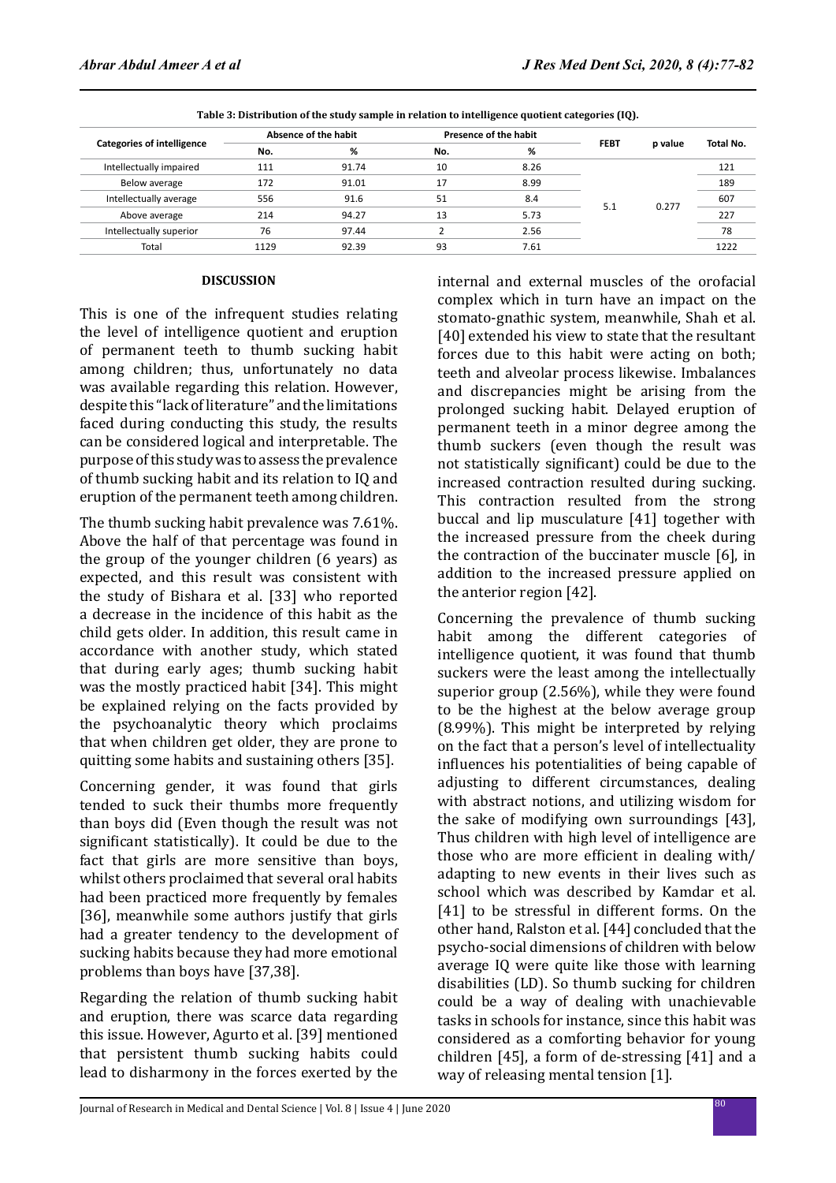**Table 3: Distribution of the study sample in relation to intelligence quotient categories (IQ).**

| Categories of intelligence | Absence of the habit | | Presence of the habit | | FEBT | p value | Total No. |
|---|---|---|---|---|---|---|---|
| | No. | % | No. | % | | | |
| Intellectually impaired | 111 | 91.74 | 10 | 8.26 | 5.1 | 0.277 | 121 |
| Below average | 172 | 91.01 | 17 | 8.99 | | | 189 |
| Intellectually average | 556 | 91.6 | 51 | 8.4 | | | 607 |
| Above average | 214 | 94.27 | 13 | 5.73 | | | 227 |
| Intellectually superior | 76 | 97.44 | 2 | 2.56 | | | 78 |
| Total | 1129 | 92.39 | 93 | 7.61 | | | 1222 |

## DISCUSSION

This is one of the infrequent studies relating the level of intelligence quotient and eruption of permanent teeth to thumb sucking habit among children; thus, unfortunately no data was available regarding this relation. However, despite this "lack of literature" and the limitations faced during conducting this study, the results can be considered logical and interpretable. The purpose of this study was to assess the prevalence of thumb sucking habit and its relation to IQ and eruption of the permanent teeth among children.

The thumb sucking habit prevalence was 7.61%. Above the half of that percentage was found in the group of the younger children (6 years) as expected, and this result was consistent with the study of Bishara et al. [33] who reported a decrease in the incidence of this habit as the child gets older. In addition, this result came in accordance with another study, which stated that during early ages; thumb sucking habit was the mostly practiced habit [34]. This might be explained relying on the facts provided by the psychoanalytic theory which proclaims that when children get older, they are prone to quitting some habits and sustaining others [35].

Concerning gender, it was found that girls tended to suck their thumbs more frequently than boys did (Even though the result was not significant statistically). It could be due to the fact that girls are more sensitive than boys, whilst others proclaimed that several oral habits had been practiced more frequently by females [36], meanwhile some authors justify that girls had a greater tendency to the development of sucking habits because they had more emotional problems than boys have [37,38].

Regarding the relation of thumb sucking habit and eruption, there was scarce data regarding this issue. However, Agurto et al. [39] mentioned that persistent thumb sucking habits could lead to disharmony in the forces exerted by the internal and external muscles of the orofacial complex which in turn have an impact on the stomato-gnathic system, meanwhile, Shah et al. [40] extended his view to state that the resultant forces due to this habit were acting on both; teeth and alveolar process likewise. Imbalances and discrepancies might be arising from the prolonged sucking habit. Delayed eruption of permanent teeth in a minor degree among the thumb suckers (even though the result was not statistically significant) could be due to the increased contraction resulted during sucking. This contraction resulted from the strong buccal and lip musculature [41] together with the increased pressure from the cheek during the contraction of the buccinater muscle [6], in addition to the increased pressure applied on the anterior region [42].

Concerning the prevalence of thumb sucking habit among the different categories of intelligence quotient, it was found that thumb suckers were the least among the intellectually superior group (2.56%), while they were found to be the highest at the below average group (8.99%). This might be interpreted by relying on the fact that a person's level of intellectuality influences his potentialities of being capable of adjusting to different circumstances, dealing with abstract notions, and utilizing wisdom for the sake of modifying own surroundings [43], Thus children with high level of intelligence are those who are more efficient in dealing with/ adapting to new events in their lives such as school which was described by Kamdar et al. [41] to be stressful in different forms. On the other hand, Ralston et al. [44] concluded that the psycho-social dimensions of children with below average IQ were quite like those with learning disabilities (LD). So thumb sucking for children could be a way of dealing with unachievable tasks in schools for instance, since this habit was considered as a comforting behavior for young children [45], a form of de-stressing [41] and a way of releasing mental tension [1].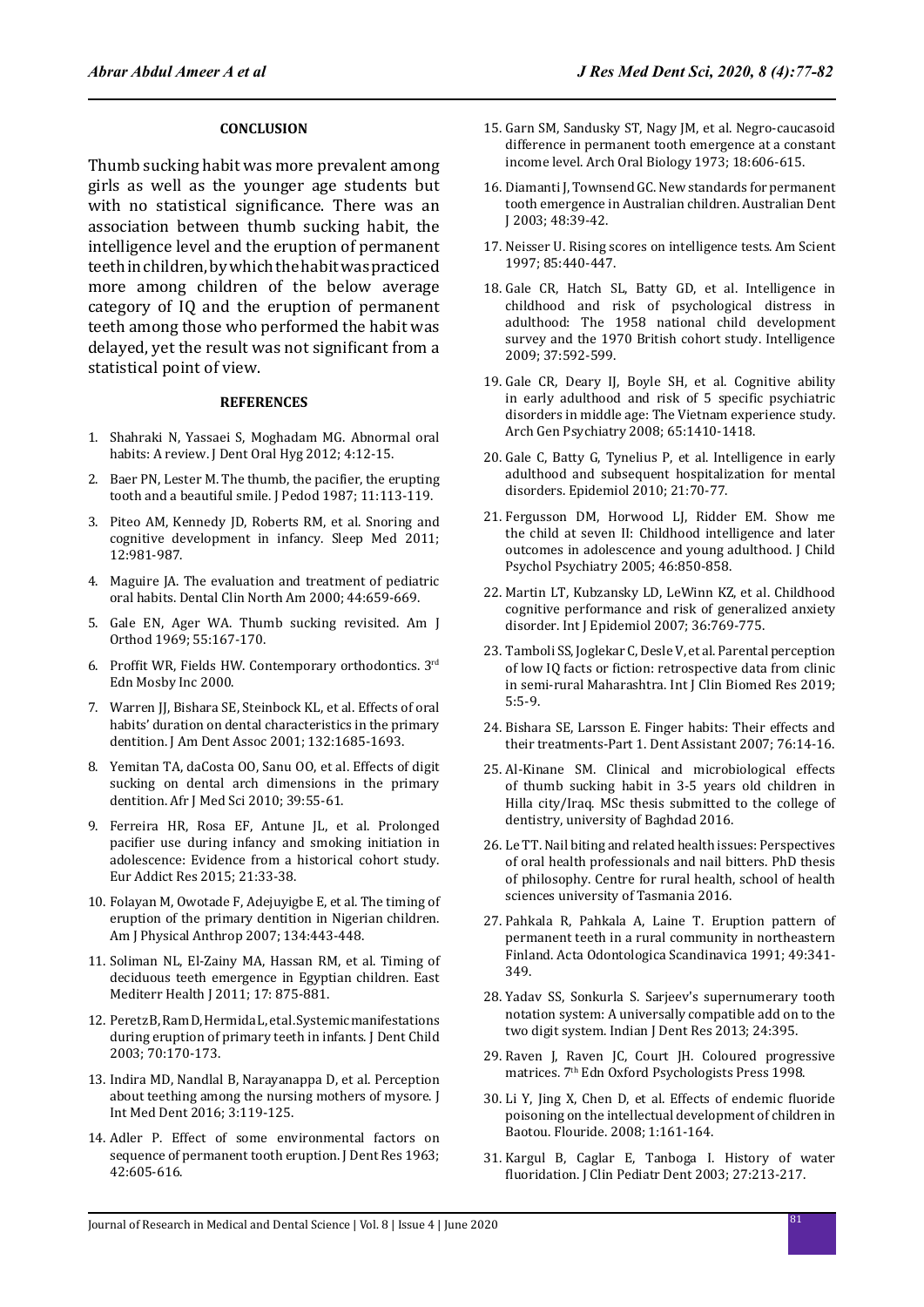## CONCLUSION

Thumb sucking habit was more prevalent among girls as well as the younger age students but with no statistical significance. There was an association between thumb sucking habit, the intelligence level and the eruption of permanent teeth in children, by which the habit was practiced more among children of the below average category of IQ and the eruption of permanent teeth among those who performed the habit was delayed, yet the result was not significant from a statistical point of view.

## REFERENCES

1. Shahraki N, Yassaei S, Moghadam MG. Abnormal oral habits: A review. J Dent Oral Hyg 2012; 4:12-15.
2. Baer PN, Lester M. The thumb, the pacifier, the erupting tooth and a beautiful smile. J Pedod 1987; 11:113-119.
3. Piteo AM, Kennedy JD, Roberts RM, et al. Snoring and cognitive development in infancy. Sleep Med 2011; 12:981-987.
4. Maguire JA. The evaluation and treatment of pediatric oral habits. Dental Clin North Am 2000; 44:659-669.
5. Gale EN, Ager WA. Thumb sucking revisited. Am J Orthod 1969; 55:167-170.
6. Proffit WR, Fields HW. Contemporary orthodontics. 3rd Edn Mosby Inc 2000.
7. Warren JJ, Bishara SE, Steinbock KL, et al. Effects of oral habits' duration on dental characteristics in the primary dentition. J Am Dent Assoc 2001; 132:1685-1693.
8. Yemitan TA, daCosta OO, Sanu OO, et al. Effects of digit sucking on dental arch dimensions in the primary dentition. Afr J Med Sci 2010; 39:55-61.
9. Ferreira HR, Rosa EF, Antune JL, et al. Prolonged pacifier use during infancy and smoking initiation in adolescence: Evidence from a historical cohort study. Eur Addict Res 2015; 21:33-38.
10. Folayan M, Owotade F, Adejuyigbe E, et al. The timing of eruption of the primary dentition in Nigerian children. Am J Physical Anthrop 2007; 134:443-448.
11. Soliman NL, El-Zainy MA, Hassan RM, et al. Timing of deciduous teeth emergence in Egyptian children. East Mediterr Health J 2011; 17: 875-881.
12. Peretz B, Ram D, Hermida L, et al. Systemic manifestations during eruption of primary teeth in infants. J Dent Child 2003; 70:170-173.
13. Indira MD, Nandlal B, Narayanappa D, et al. Perception about teething among the nursing mothers of mysore. J Int Med Dent 2016; 3:119-125.
14. Adler P. Effect of some environmental factors on sequence of permanent tooth eruption. J Dent Res 1963; 42:605-616.
15. Garn SM, Sandusky ST, Nagy JM, et al. Negro-caucasoid difference in permanent tooth emergence at a constant income level. Arch Oral Biology 1973; 18:606-615.
16. Diamanti J, Townsend GC. New standards for permanent tooth emergence in Australian children. Australian Dent J 2003; 48:39-42.
17. Neisser U. Rising scores on intelligence tests. Am Scient 1997; 85:440-447.
18. Gale CR, Hatch SL, Batty GD, et al. Intelligence in childhood and risk of psychological distress in adulthood: The 1958 national child development survey and the 1970 British cohort study. Intelligence 2009; 37:592-599.
19. Gale CR, Deary IJ, Boyle SH, et al. Cognitive ability in early adulthood and risk of 5 specific psychiatric disorders in middle age: The Vietnam experience study. Arch Gen Psychiatry 2008; 65:1410-1418.
20. Gale C, Batty G, Tynelius P, et al. Intelligence in early adulthood and subsequent hospitalization for mental disorders. Epidemiol 2010; 21:70-77.
21. Fergusson DM, Horwood LJ, Ridder EM. Show me the child at seven II: Childhood intelligence and later outcomes in adolescence and young adulthood. J Child Psychol Psychiatry 2005; 46:850-858.
22. Martin LT, Kubzansky LD, LeWinn KZ, et al. Childhood cognitive performance and risk of generalized anxiety disorder. Int J Epidemiol 2007; 36:769-775.
23. Tamboli SS, Joglekar C, Desle V, et al. Parental perception of low IQ facts or fiction: retrospective data from clinic in semi-rural Maharashtra. Int J Clin Biomed Res 2019; 5:5-9.
24. Bishara SE, Larsson E. Finger habits: Their effects and their treatments-Part 1. Dent Assistant 2007; 76:14-16.
25. Al-Kinane SM. Clinical and microbiological effects of thumb sucking habit in 3-5 years old children in Hilla city/Iraq. MSc thesis submitted to the college of dentistry, university of Baghdad 2016.
26. Le TT. Nail biting and related health issues: Perspectives of oral health professionals and nail bitters. PhD thesis of philosophy. Centre for rural health, school of health sciences university of Tasmania 2016.
27. Pahkala R, Pahkala A, Laine T. Eruption pattern of permanent teeth in a rural community in northeastern Finland. Acta Odontologica Scandinavica 1991; 49:341-349.
28. Yadav SS, Sonkurla S. Sarjeev's supernumerary tooth notation system: A universally compatible add on to the two digit system. Indian J Dent Res 2013; 24:395.
29. Raven J, Raven JC, Court JH. Coloured progressive matrices. 7th Edn Oxford Psychologists Press 1998.
30. Li Y, Jing X, Chen D, et al. Effects of endemic fluoride poisoning on the intellectual development of children in Baotou. Flouride. 2008; 1:161-164.
31. Kargul B, Caglar E, Tanboga I. History of water fluoridation. J Clin Pediatr Dent 2003; 27:213-217.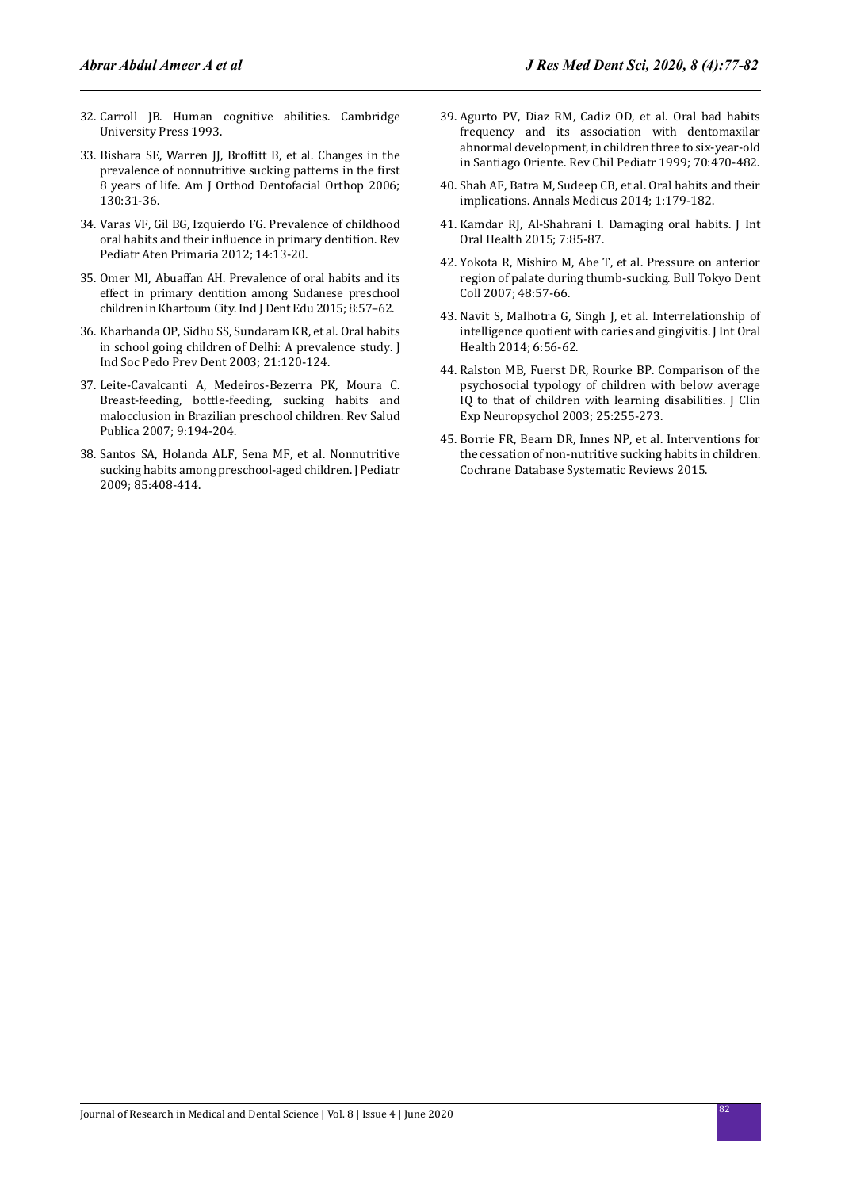32. Carroll JB. Human cognitive abilities. Cambridge University Press 1993.

33. Bishara SE, Warren JJ, Broffitt B, et al. Changes in the prevalence of nonnutritive sucking patterns in the first 8 years of life. Am J Orthod Dentofacial Orthop 2006; 130:31-36.

34. Varas VF, Gil BG, Izquierdo FG. Prevalence of childhood oral habits and their influence in primary dentition. Rev Pediatr Aten Primaria 2012; 14:13-20.

35. Omer MI, Abuaffan AH. Prevalence of oral habits and its effect in primary dentition among Sudanese preschool children in Khartoum City. Ind J Dent Edu 2015; 8:57–62.

36. Kharbanda OP, Sidhu SS, Sundaram KR, et al. Oral habits in school going children of Delhi: A prevalence study. J Ind Soc Pedo Prev Dent 2003; 21:120-124.

37. Leite-Cavalcanti A, Medeiros-Bezerra PK, Moura C. Breast-feeding, bottle-feeding, sucking habits and malocclusion in Brazilian preschool children. Rev Salud Publica 2007; 9:194-204.

38. Santos SA, Holanda ALF, Sena MF, et al. Nonnutritive sucking habits among preschool-aged children. J Pediatr 2009; 85:408-414.

39. Agurto PV, Diaz RM, Cadiz OD, et al. Oral bad habits frequency and its association with dentomaxilar abnormal development, in children three to six-year-old in Santiago Oriente. Rev Chil Pediatr 1999; 70:470-482.

40. Shah AF, Batra M, Sudeep CB, et al. Oral habits and their implications. Annals Medicus 2014; 1:179-182.

41. Kamdar RJ, Al-Shahrani I. Damaging oral habits. J Int Oral Health 2015; 7:85-87.

42. Yokota R, Mishiro M, Abe T, et al. Pressure on anterior region of palate during thumb-sucking. Bull Tokyo Dent Coll 2007; 48:57-66.

43. Navit S, Malhotra G, Singh J, et al. Interrelationship of intelligence quotient with caries and gingivitis. J Int Oral Health 2014; 6:56-62.

44. Ralston MB, Fuerst DR, Rourke BP. Comparison of the psychosocial typology of children with below average IQ to that of children with learning disabilities. J Clin Exp Neuropsychol 2003; 25:255-273.

45. Borrie FR, Bearn DR, Innes NP, et al. Interventions for the cessation of non-nutritive sucking habits in children. Cochrane Database Systematic Reviews 2015.